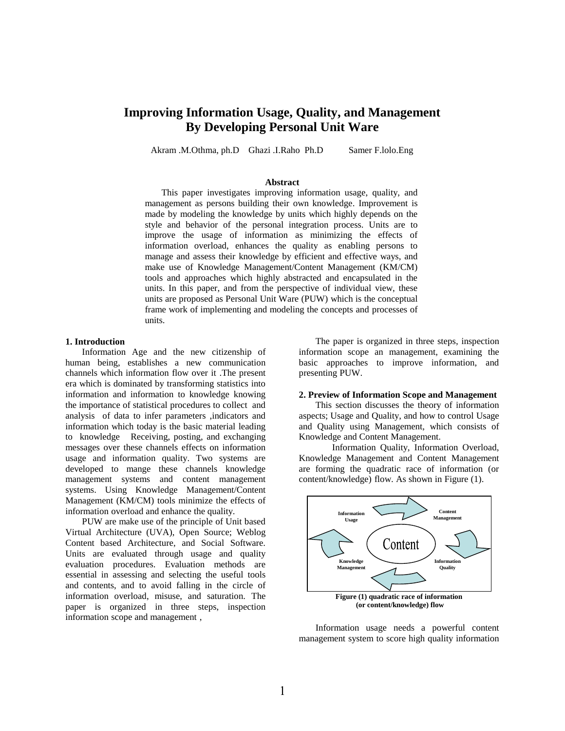# Improving Information Usage, Quality, and Management By Developing Personal Unit Ware

Akram .M.Othma, ph.D Ghazi .I.Raho Ph.D Samer F.lolo.Eng

**Abstract**

This paper investigates improving information usage, quality, and management as persons building their own knowledge. Improvement is made by modeling the knowledge by units which highly depends on the style and behavior of the personal integration process. Units are to improve the usage of information as minimizing the effects of information overload, enhances the quality as enabling persons to manage and assess their knowledge by efficient and effective ways, and make use of Knowledge Management/Content Management (KM/CM) tools and approaches which highly abstracted and encapsulated in the units. In this paper, and from the perspective of individual view, these units are proposed as Personal Unit Ware (PUW) which is the conceptual frame work of implementing and modeling the concepts and processes of units.

## 1. Introduction

Information Age and the new citizenship of human being, establishes a new communication channels which information flow over it .The present era which is dominated by transforming statistics into information and information to knowledge knowing the importance of statistical procedures to collect and analysis of data to infer parameters ,indicators and information which today is the basic material leading to knowledge Receiving, posting, and exchanging messages over these channels effects on information usage and information quality. Two systems are developed to mange these channels knowledge management systems and content management systems. Using Knowledge Management/Content Management (KM/CM) tools minimize the effects of information overload and enhance the quality.

PUW are make use of the principle of Unit based Virtual Architecture (UVA), Open Source; Weblog Content based Architecture, and Social Software. Units are evaluated through usage and quality evaluation procedures. Evaluation methods are essential in assessing and selecting the useful tools and contents, and to avoid falling in the circle of information overload, misuse, and saturation. The paper is organized in three steps, inspection information scope and management ,

The paper is organized in three steps, inspection information scope an management, examining the basic approaches to improve information, and presenting PUW.

## 2. Preview of Information Scope and Management

This section discusses the theory of information aspects; Usage and Quality, and how to control Usage and Quality using Management, which consists of Knowledge and Content Management.

Information Quality, Information Overload, Knowledge Management and Content Management are forming the quadratic race of information (or content/knowledge) flow. As shown in Figure (1).

**Figure (1) quadratic race of information (or content/knowledge) flow**

Information usage needs a powerful content management system to score high quality information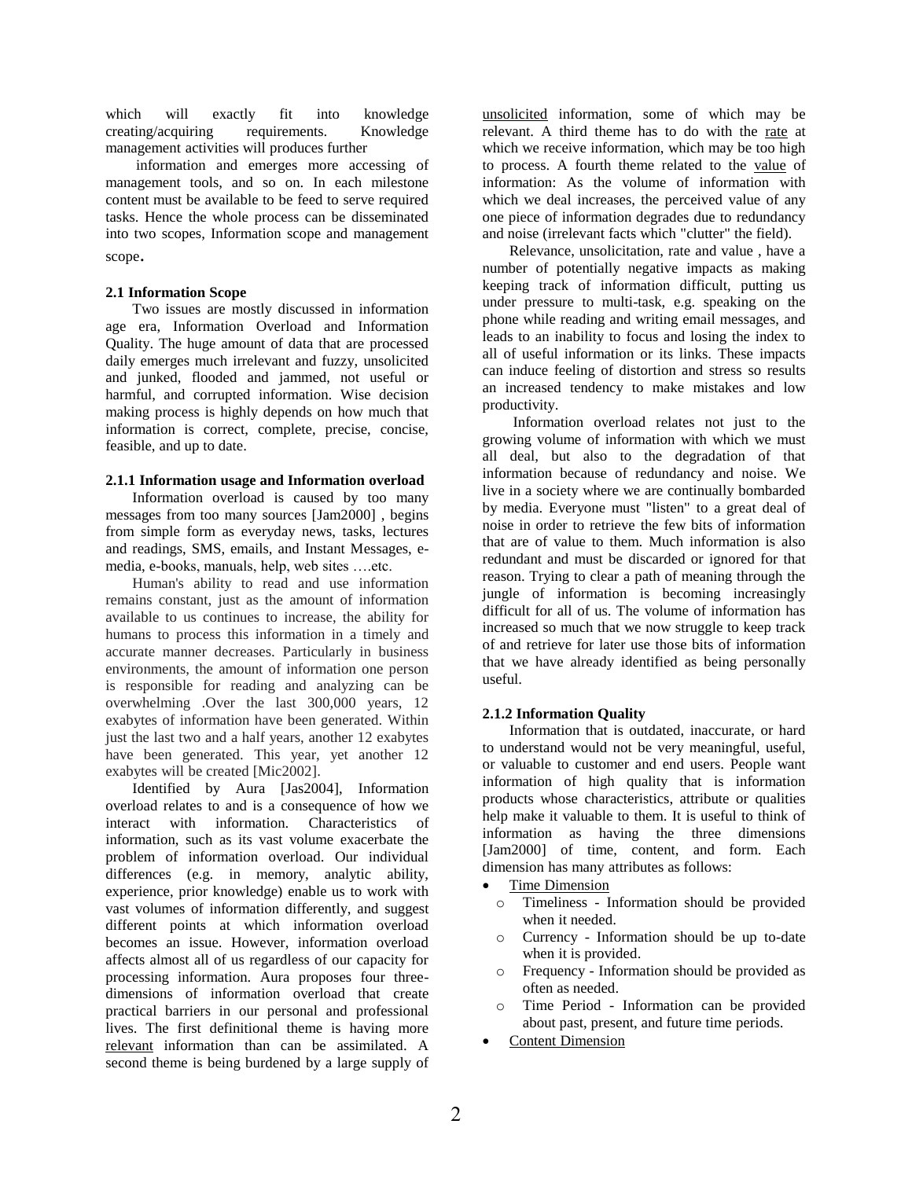which will exactly fit into knowledge creating/acquiring requirements. Knowledge management activities will produces further information and emerges more accessing of management tools, and so on. In each milestone content must be available to be feed to serve required tasks. Hence the whole process can be disseminated into two scopes, Information scope and management scope.

### 2.1 Information Scope

Two issues are mostly discussed in information age era, Information Overload and Information Quality. The huge amount of data that are processed daily emerges much irrelevant and fuzzy, unsolicited and junked, flooded and jammed, not useful or harmful, and corrupted information. Wise decision making process is highly depends on how much that information is correct, complete, precise, concise, feasible, and up to date.

#### 2.1.1 Information usage and Information overload

Information overload is caused by too many messages from too many sources [Jam2000] , begins from simple form as everyday news, tasks, lectures and readings, SMS, emails, and Instant Messages, e-media, e-books, manuals, help, web sites ….etc.

Human's ability to read and use information remains constant, just as the amount of information available to us continues to increase, the ability for humans to process this information in a timely and accurate manner decreases. Particularly in business environments, the amount of information one person is responsible for reading and analyzing can be overwhelming .Over the last 300,000 years, 12 exabytes of information have been generated. Within just the last two and a half years, another 12 exabytes have been generated. This year, yet another 12 exabytes will be created [Mic2002].

Identified by Aura [Jas2004], Information overload relates to and is a consequence of how we interact with information. Characteristics of information, such as its vast volume exacerbate the problem of information overload. Our individual differences (e.g. in memory, analytic ability, experience, prior knowledge) enable us to work with vast volumes of information differently, and suggest different points at which information overload becomes an issue. However, information overload affects almost all of us regardless of our capacity for processing information. Aura proposes four three-dimensions of information overload that create practical barriers in our personal and professional lives. The first definitional theme is having more relevant information than can be assimilated. A second theme is being burdened by a large supply of unsolicited information, some of which may be relevant. A third theme has to do with the rate at which we receive information, which may be too high to process. A fourth theme related to the value of information: As the volume of information with which we deal increases, the perceived value of any one piece of information degrades due to redundancy and noise (irrelevant facts which "clutter" the field).

Relevance, unsolicitation, rate and value , have a number of potentially negative impacts as making keeping track of information difficult, putting us under pressure to multi-task, e.g. speaking on the phone while reading and writing email messages, and leads to an inability to focus and losing the index to all of useful information or its links. These impacts can induce feeling of distortion and stress so results an increased tendency to make mistakes and low productivity.

Information overload relates not just to the growing volume of information with which we must all deal, but also to the degradation of that information because of redundancy and noise. We live in a society where we are continually bombarded by media. Everyone must "listen" to a great deal of noise in order to retrieve the few bits of information that are of value to them. Much information is also redundant and must be discarded or ignored for that reason. Trying to clear a path of meaning through the jungle of information is becoming increasingly difficult for all of us. The volume of information has increased so much that we now struggle to keep track of and retrieve for later use those bits of information that we have already identified as being personally useful.

#### 2.1.2 Information Quality

Information that is outdated, inaccurate, or hard to understand would not be very meaningful, useful, or valuable to customer and end users. People want information of high quality that is information products whose characteristics, attribute or qualities help make it valuable to them. It is useful to think of information as having the three dimensions [Jam2000] of time, content, and form. Each dimension has many attributes as follows:

- Time Dimension
  - Timeliness - Information should be provided when it needed.
  - Currency - Information should be up to-date when it is provided.
  - Frequency - Information should be provided as often as needed.
  - Time Period - Information can be provided about past, present, and future time periods.
- Content Dimension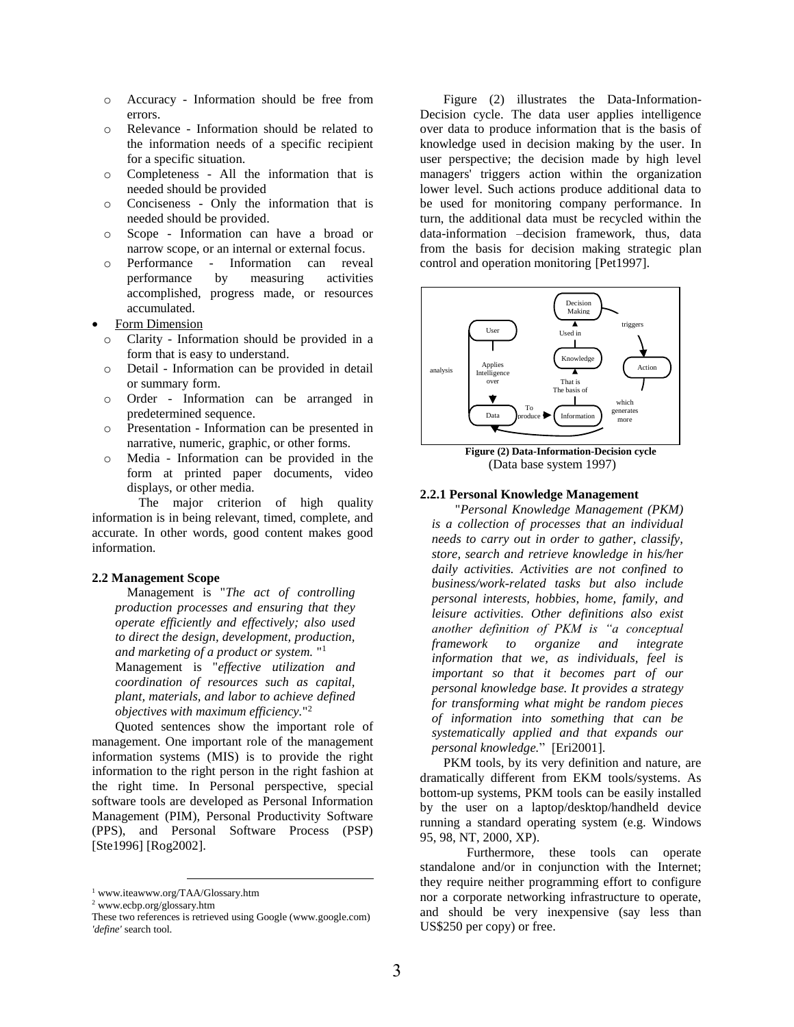- Accuracy - Information should be free from errors.
- Relevance - Information should be related to the information needs of a specific recipient for a specific situation.
- Completeness - All the information that is needed should be provided
- Conciseness - Only the information that is needed should be provided.
- Scope - Information can have a broad or narrow scope, or an internal or external focus.
- Performance - Information can reveal performance by measuring activities accomplished, progress made, or resources accumulated.

- Form Dimension
  - Clarity - Information should be provided in a form that is easy to understand.
  - Detail - Information can be provided in detail or summary form.
  - Order - Information can be arranged in predetermined sequence.
  - Presentation - Information can be presented in narrative, numeric, graphic, or other forms.
  - Media - Information can be provided in the form at printed paper documents, video displays, or other media.

The major criterion of high quality information is in being relevant, timed, complete, and accurate. In other words, good content makes good information.

### 2.2 Management Scope

Management is "*The act of controlling production processes and ensuring that they operate efficiently and effectively; also used to direct the design, development, production, and marketing of a product or system.* "[1]

Management is "*effective utilization and coordination of resources such as capital, plant, materials, and labor to achieve defined objectives with maximum efficiency.*"[2]

Quoted sentences show the important role of management. One important role of the management information systems (MIS) is to provide the right information to the right person in the right fashion at the right time. In Personal perspective, special software tools are developed as Personal Information Management (PIM), Personal Productivity Software (PPS), and Personal Software Process (PSP) [Ste1996] [Rog2002].

[1] www.iteawww.org/TAA/Glossary.htm

[2] www.ecbp.org/glossary.htm

These two references is retrieved using Google (www.google.com) *'define'* search tool.

Figure (2) illustrates the Data-Information-Decision cycle. The data user applies intelligence over data to produce information that is the basis of knowledge used in decision making by the user. In user perspective; the decision made by high level managers' triggers action within the organization lower level. Such actions produce additional data to be used for monitoring company performance. In turn, the additional data must be recycled within the data-information –decision framework, thus, data from the basis for decision making strategic plan control and operation monitoring [Pet1997].

**Figure (2) Data-Information-Decision cycle**
(Data base system 1997)

### 2.2.1 Personal Knowledge Management

"*Personal Knowledge Management (PKM) is a collection of processes that an individual needs to carry out in order to gather, classify, store, search and retrieve knowledge in his/her daily activities. Activities are not confined to business/work-related tasks but also include personal interests, hobbies, home, family, and leisure activities. Other definitions also exist another definition of PKM is "a conceptual framework to organize and integrate information that we, as individuals, feel is important so that it becomes part of our personal knowledge base. It provides a strategy for transforming what might be random pieces of information into something that can be systematically applied and that expands our personal knowledge.*" [Eri2001].

PKM tools, by its very definition and nature, are dramatically different from EKM tools/systems. As bottom-up systems, PKM tools can be easily installed by the user on a laptop/desktop/handheld device running a standard operating system (e.g. Windows 95, 98, NT, 2000, XP).

Furthermore, these tools can operate standalone and/or in conjunction with the Internet; they require neither programming effort to configure nor a corporate networking infrastructure to operate, and should be very inexpensive (say less than US$250 per copy) or free.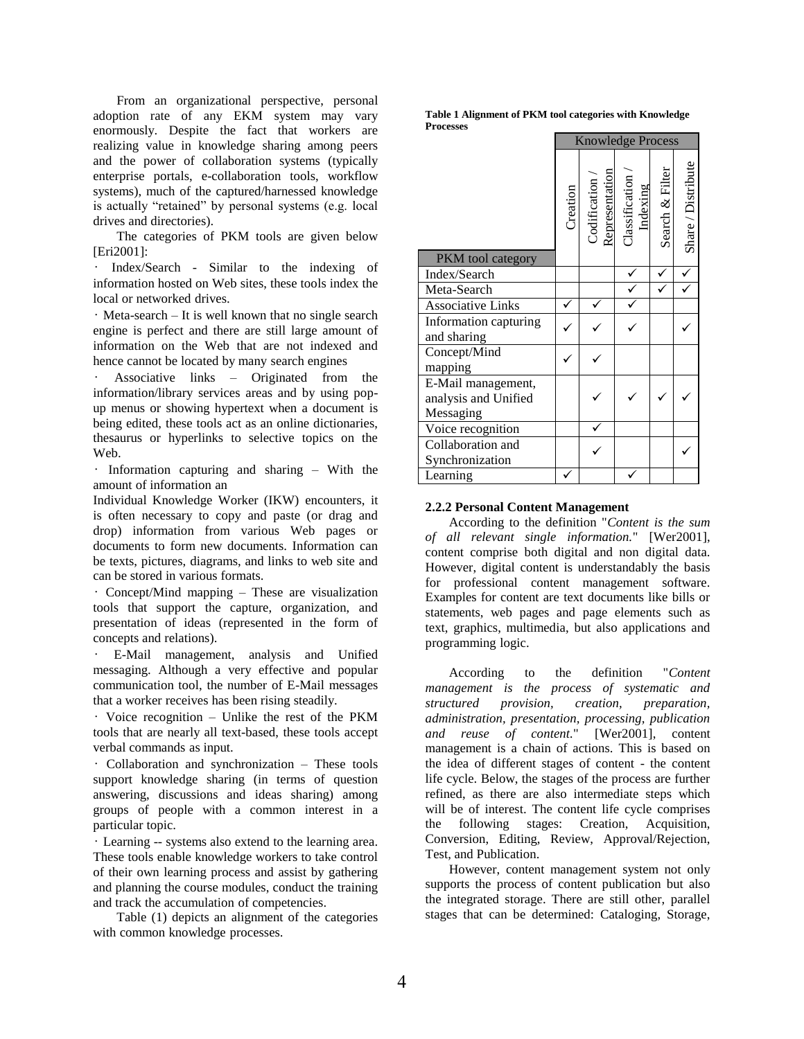From an organizational perspective, personal adoption rate of any EKM system may vary enormously. Despite the fact that workers are realizing value in knowledge sharing among peers and the power of collaboration systems (typically enterprise portals, e-collaboration tools, workflow systems), much of the captured/harnessed knowledge is actually "retained" by personal systems (e.g. local drives and directories).

The categories of PKM tools are given below [Eri2001]:

· Index/Search - Similar to the indexing of information hosted on Web sites, these tools index the local or networked drives.

· Meta-search – It is well known that no single search engine is perfect and there are still large amount of information on the Web that are not indexed and hence cannot be located by many search engines

· Associative links – Originated from the information/library services areas and by using pop-up menus or showing hypertext when a document is being edited, these tools act as an online dictionaries, thesaurus or hyperlinks to selective topics on the Web.

· Information capturing and sharing – With the amount of information an Individual Knowledge Worker (IKW) encounters, it is often necessary to copy and paste (or drag and drop) information from various Web pages or documents to form new documents. Information can be texts, pictures, diagrams, and links to web site and can be stored in various formats.

· Concept/Mind mapping – These are visualization tools that support the capture, organization, and presentation of ideas (represented in the form of concepts and relations).

· E-Mail management, analysis and Unified messaging. Although a very effective and popular communication tool, the number of E-Mail messages that a worker receives has been rising steadily.

· Voice recognition – Unlike the rest of the PKM tools that are nearly all text-based, these tools accept verbal commands as input.

· Collaboration and synchronization – These tools support knowledge sharing (in terms of question answering, discussions and ideas sharing) among groups of people with a common interest in a particular topic.

· Learning -- systems also extend to the learning area. These tools enable knowledge workers to take control of their own learning process and assist by gathering and planning the course modules, conduct the training and track the accumulation of competencies.

Table (1) depicts an alignment of the categories with common knowledge processes.

**Table 1 Alignment of PKM tool categories with Knowledge Processes**

| | Knowledge Process | | | | |
|---|---|---|---|---|---|
| PKM tool category | Creation | Codification / Representation | Classification / Indexing | Search & Filter | Share / Distribute |
| Index/Search | | | ✓ | ✓ | ✓ |
| Meta-Search | | | ✓ | ✓ | ✓ |
| Associative Links | ✓ | ✓ | ✓ | | |
| Information capturing and sharing | ✓ | ✓ | ✓ | | ✓ |
| Concept/Mind mapping | ✓ | ✓ | | | |
| E-Mail management, analysis and Unified Messaging | | ✓ | ✓ | ✓ | ✓ |
| Voice recognition | | ✓ | | | |
| Collaboration and Synchronization | | ✓ | | | ✓ |
| Learning | ✓ | | ✓ | | |

### 2.2.2 Personal Content Management

According to the definition "*Content is the sum of all relevant single information.*" [Wer2001], content comprise both digital and non digital data. However, digital content is understandably the basis for professional content management software. Examples for content are text documents like bills or statements, web pages and page elements such as text, graphics, multimedia, but also applications and programming logic.

According to the definition "*Content management is the process of systematic and structured provision, creation, preparation, administration, presentation, processing, publication and reuse of content.*" [Wer2001], content management is a chain of actions. This is based on the idea of different stages of content - the content life cycle. Below, the stages of the process are further refined, as there are also intermediate steps which will be of interest. The content life cycle comprises the following stages: Creation, Acquisition, Conversion, Editing, Review, Approval/Rejection, Test, and Publication.

However, content management system not only supports the process of content publication but also the integrated storage. There are still other, parallel stages that can be determined: Cataloging, Storage,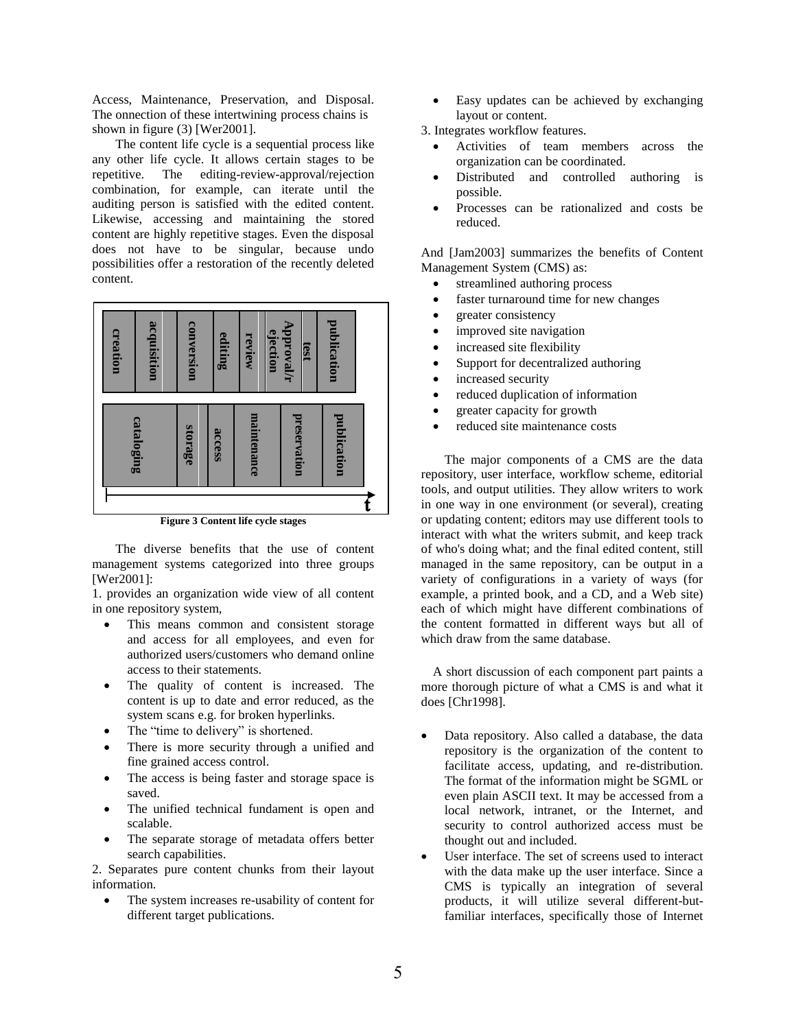Access, Maintenance, Preservation, and Disposal. The onnection of these intertwining process chains is shown in figure (3) [Wer2001].

The content life cycle is a sequential process like any other life cycle. It allows certain stages to be repetitive. The editing-review-approval/rejection combination, for example, can iterate until the auditing person is satisfied with the edited content. Likewise, accessing and maintaining the stored content are highly repetitive stages. Even the disposal does not have to be singular, because undo possibilities offer a restoration of the recently deleted content.

| creation | acquisition | conversion | editing | review | Approval/rejection | test | publication |
|---|---|---|---|---|---|---|---|
| cataloging | storage | access | maintenance | preservation | publication | | |

**Figure 3 Content life cycle stages**

The diverse benefits that the use of content management systems categorized into three groups [Wer2001]:

1. provides an organization wide view of all content in one repository system,
   - This means common and consistent storage and access for all employees, and even for authorized users/customers who demand online access to their statements.
   - The quality of content is increased. The content is up to date and error reduced, as the system scans e.g. for broken hyperlinks.
   - The "time to delivery" is shortened.
   - There is more security through a unified and fine grained access control.
   - The access is being faster and storage space is saved.
   - The unified technical fundament is open and scalable.
   - The separate storage of metadata offers better search capabilities.
2. Separates pure content chunks from their layout information.
   - The system increases re-usability of content for different target publications.
   - Easy updates can be achieved by exchanging layout or content.
3. Integrates workflow features.
   - Activities of team members across the organization can be coordinated.
   - Distributed and controlled authoring is possible.
   - Processes can be rationalized and costs be reduced.

And [Jam2003] summarizes the benefits of Content Management System (CMS) as:

- streamlined authoring process
- faster turnaround time for new changes
- greater consistency
- improved site navigation
- increased site flexibility
- Support for decentralized authoring
- increased security
- reduced duplication of information
- greater capacity for growth
- reduced site maintenance costs

The major components of a CMS are the data repository, user interface, workflow scheme, editorial tools, and output utilities. They allow writers to work in one way in one environment (or several), creating or updating content; editors may use different tools to interact with what the writers submit, and keep track of who's doing what; and the final edited content, still managed in the same repository, can be output in a variety of configurations in a variety of ways (for example, a printed book, and a CD, and a Web site) each of which might have different combinations of the content formatted in different ways but all of which draw from the same database.

A short discussion of each component part paints a more thorough picture of what a CMS is and what it does [Chr1998].

- Data repository. Also called a database, the data repository is the organization of the content to facilitate access, updating, and re-distribution. The format of the information might be SGML or even plain ASCII text. It may be accessed from a local network, intranet, or the Internet, and security to control authorized access must be thought out and included.
- User interface. The set of screens used to interact with the data make up the user interface. Since a CMS is typically an integration of several products, it will utilize several different-but-familiar interfaces, specifically those of Internet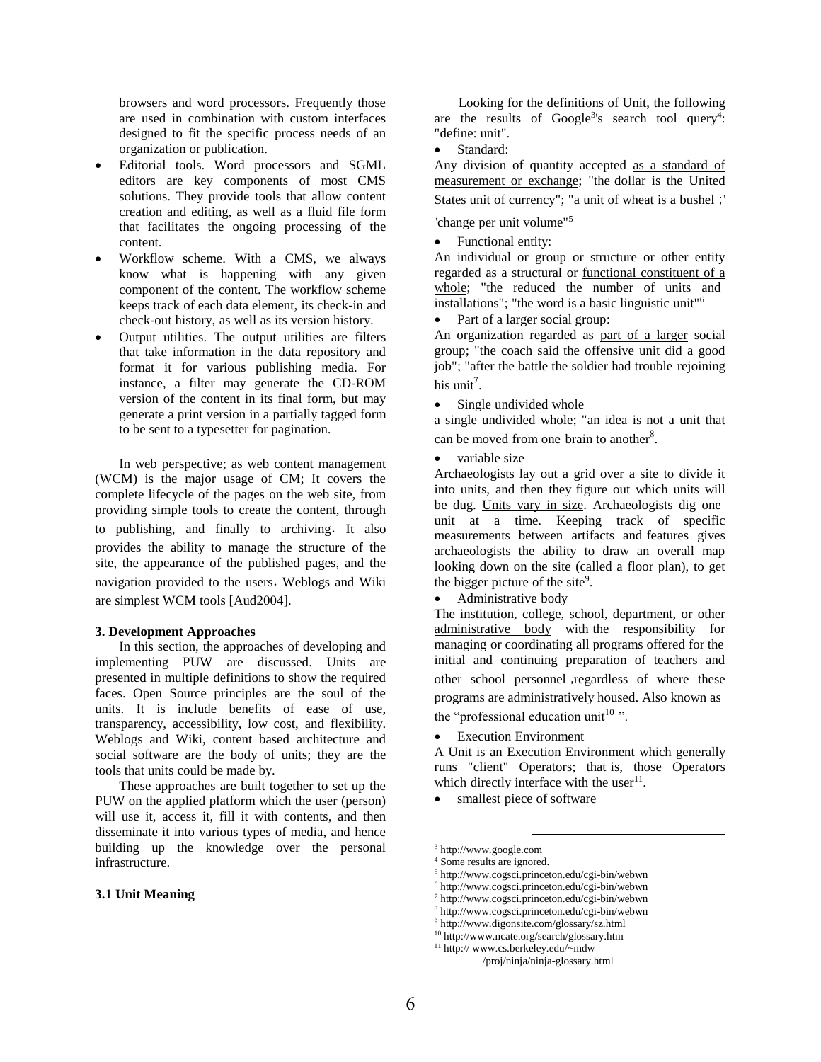browsers and word processors. Frequently those are used in combination with custom interfaces designed to fit the specific process needs of an organization or publication.

- Editorial tools. Word processors and SGML editors are key components of most CMS solutions. They provide tools that allow content creation and editing, as well as a fluid file form that facilitates the ongoing processing of the content.
- Workflow scheme. With a CMS, we always know what is happening with any given component of the content. The workflow scheme keeps track of each data element, its check-in and check-out history, as well as its version history.
- Output utilities. The output utilities are filters that take information in the data repository and format it for various publishing media. For instance, a filter may generate the CD-ROM version of the content in its final form, but may generate a print version in a partially tagged form to be sent to a typesetter for pagination.

In web perspective; as web content management (WCM) is the major usage of CM; It covers the complete lifecycle of the pages on the web site, from providing simple tools to create the content, through to publishing, and finally to archiving. It also provides the ability to manage the structure of the site, the appearance of the published pages, and the navigation provided to the users. Weblogs and Wiki are simplest WCM tools [Aud2004].

### 3. Development Approaches

In this section, the approaches of developing and implementing PUW are discussed. Units are presented in multiple definitions to show the required faces. Open Source principles are the soul of the units. It is include benefits of ease of use, transparency, accessibility, low cost, and flexibility. Weblogs and Wiki, content based architecture and social software are the body of units; they are the tools that units could be made by.

These approaches are built together to set up the PUW on the applied platform which the user (person) will use it, access it, fill it with contents, and then disseminate it into various types of media, and hence building up the knowledge over the personal infrastructure.

#### 3.1 Unit Meaning

Looking for the definitions of Unit, the following are the results of Google[3]'s search tool query[4]: "define: unit".

- Standard:

Any division of quantity accepted as a standard of measurement or exchange; "the dollar is the United States unit of currency"; "a unit of wheat is a bushel ;" "change per unit volume"[5]

- Functional entity:

An individual or group or structure or other entity regarded as a structural or functional constituent of a whole; "the reduced the number of units and installations"; "the word is a basic linguistic unit"[6]

- Part of a larger social group:

An organization regarded as part of a larger social group; "the coach said the offensive unit did a good job"; "after the battle the soldier had trouble rejoining his unit[7].

- Single undivided whole

a single undivided whole; "an idea is not a unit that can be moved from one brain to another[8].

- variable size

Archaeologists lay out a grid over a site to divide it into units, and then they figure out which units will be dug. Units vary in size. Archaeologists dig one unit at a time. Keeping track of specific measurements between artifacts and features gives archaeologists the ability to draw an overall map looking down on the site (called a floor plan), to get the bigger picture of the site[9].

- Administrative body

The institution, college, school, department, or other administrative body with the responsibility for managing or coordinating all programs offered for the initial and continuing preparation of teachers and other school personnel ,regardless of where these programs are administratively housed. Also known as the "professional education unit[10] ".

- Execution Environment

A Unit is an Execution Environment which generally runs "client" Operators; that is, those Operators which directly interface with the user[11].

- smallest piece of software

---

[3] http://www.google.com
[4] Some results are ignored.
[5] http://www.cogsci.princeton.edu/cgi-bin/webwn
[6] http://www.cogsci.princeton.edu/cgi-bin/webwn
[7] http://www.cogsci.princeton.edu/cgi-bin/webwn
[8] http://www.cogsci.princeton.edu/cgi-bin/webwn
[9] http://www.digonsite.com/glossary/sz.html
[10] http://www.ncate.org/search/glossary.htm
[11] http:// www.cs.berkeley.edu/~mdw /proj/ninja/ninja-glossary.html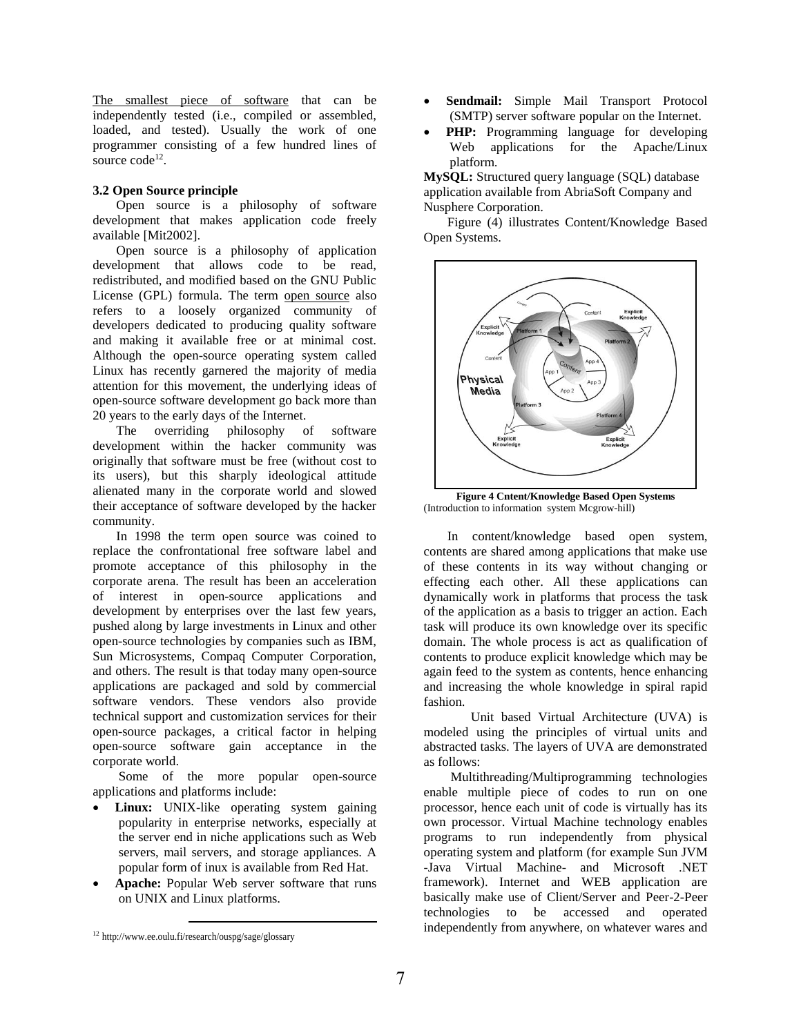The smallest piece of software that can be independently tested (i.e., compiled or assembled, loaded, and tested). Usually the work of one programmer consisting of a few hundred lines of source code[12].

### 3.2 Open Source principle

Open source is a philosophy of software development that makes application code freely available [Mit2002].

Open source is a philosophy of application development that allows code to be read, redistributed, and modified based on the GNU Public License (GPL) formula. The term open source also refers to a loosely organized community of developers dedicated to producing quality software and making it available free or at minimal cost. Although the open-source operating system called Linux has recently garnered the majority of media attention for this movement, the underlying ideas of open-source software development go back more than 20 years to the early days of the Internet.

The overriding philosophy of software development within the hacker community was originally that software must be free (without cost to its users), but this sharply ideological attitude alienated many in the corporate world and slowed their acceptance of software developed by the hacker community.

In 1998 the term open source was coined to replace the confrontational free software label and promote acceptance of this philosophy in the corporate arena. The result has been an acceleration of interest in open-source applications and development by enterprises over the last few years, pushed along by large investments in Linux and other open-source technologies by companies such as IBM, Sun Microsystems, Compaq Computer Corporation, and others. The result is that today many open-source applications are packaged and sold by commercial software vendors. These vendors also provide technical support and customization services for their open-source packages, a critical factor in helping open-source software gain acceptance in the corporate world.

Some of the more popular open-source applications and platforms include:

- **Linux:** UNIX-like operating system gaining popularity in enterprise networks, especially at the server end in niche applications such as Web servers, mail servers, and storage appliances. A popular form of inux is available from Red Hat.
- **Apache:** Popular Web server software that runs on UNIX and Linux platforms.
- **Sendmail:** Simple Mail Transport Protocol (SMTP) server software popular on the Internet.
- **PHP:** Programming language for developing Web applications for the Apache/Linux platform.

**MySQL:** Structured query language (SQL) database application available from AbriaSoft Company and Nusphere Corporation.

Figure (4) illustrates Content/Knowledge Based Open Systems.

**Figure 4 Cntent/Knowledge Based Open Systems**
(Introduction to information system Mcgrow-hill)

In content/knowledge based open system, contents are shared among applications that make use of these contents in its way without changing or effecting each other. All these applications can dynamically work in platforms that process the task of the application as a basis to trigger an action. Each task will produce its own knowledge over its specific domain. The whole process is act as qualification of contents to produce explicit knowledge which may be again feed to the system as contents, hence enhancing and increasing the whole knowledge in spiral rapid fashion.

Unit based Virtual Architecture (UVA) is modeled using the principles of virtual units and abstracted tasks. The layers of UVA are demonstrated as follows:

Multithreading/Multiprogramming technologies enable multiple piece of codes to run on one processor, hence each unit of code is virtually has its own processor. Virtual Machine technology enables programs to run independently from physical operating system and platform (for example Sun JVM -Java Virtual Machine- and Microsoft .NET framework). Internet and WEB application are basically make use of Client/Server and Peer-2-Peer technologies to be accessed and operated independently from anywhere, on whatever wares and

[12] http://www.ee.oulu.fi/research/ouspg/sage/glossary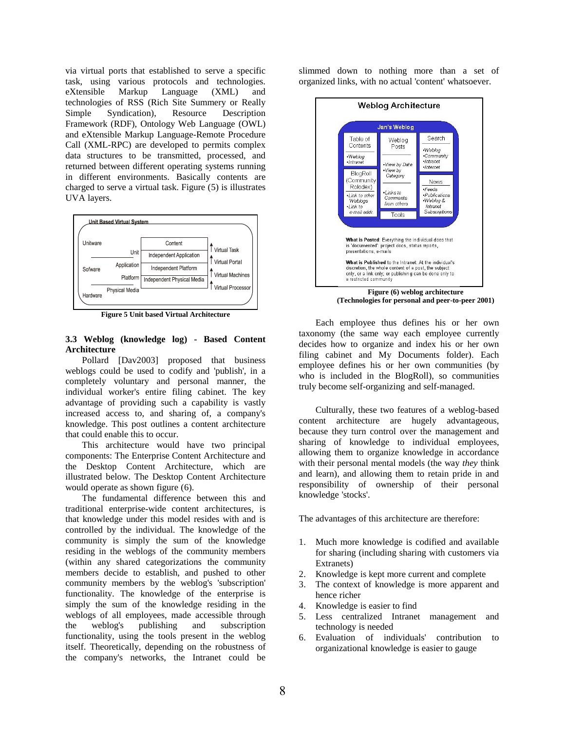via virtual ports that established to serve a specific task, using various protocols and technologies. eXtensible Markup Language (XML) and technologies of RSS (Rich Site Summery or Really Simple Syndication), Resource Description Framework (RDF), Ontology Web Language (OWL) and eXtensible Markup Language-Remote Procedure Call (XML-RPC) are developed to permits complex data structures to be transmitted, processed, and returned between different operating systems running in different environments. Basically contents are charged to serve a virtual task. Figure (5) is illustrates UVA layers.

**Figure 5 Unit based Virtual Architecture**

### 3.3 Weblog (knowledge log) - Based Content Architecture

Pollard [Dav2003] proposed that business weblogs could be used to codify and 'publish', in a completely voluntary and personal manner, the individual worker's entire filing cabinet. The key advantage of providing such a capability is vastly increased access to, and sharing of, a company's knowledge. This post outlines a content architecture that could enable this to occur.

This architecture would have two principal components: The Enterprise Content Architecture and the Desktop Content Architecture, which are illustrated below. The Desktop Content Architecture would operate as shown figure (6).

The fundamental difference between this and traditional enterprise-wide content architectures, is that knowledge under this model resides with and is controlled by the individual. The knowledge of the community is simply the sum of the knowledge residing in the weblogs of the community members (within any shared categorizations the community members decide to establish, and pushed to other community members by the weblog's 'subscription' functionality. The knowledge of the enterprise is simply the sum of the knowledge residing in the weblogs of all employees, made accessible through the weblog's publishing and subscription functionality, using the tools present in the weblog itself. Theoretically, depending on the robustness of the company's networks, the Intranet could be slimmed down to nothing more than a set of organized links, with no actual 'content' whatsoever.

**Figure (6) weblog architecture**
**(Technologies for personal and peer-to-peer 2001)**

Each employee thus defines his or her own taxonomy (the same way each employee currently decides how to organize and index his or her own filing cabinet and My Documents folder). Each employee defines his or her own communities (by who is included in the BlogRoll), so communities truly become self-organizing and self-managed.

Culturally, these two features of a weblog-based content architecture are hugely advantageous, because they turn control over the management and sharing of knowledge to individual employees, allowing them to organize knowledge in accordance with their personal mental models (the way *they* think and learn), and allowing them to retain pride in and responsibility of ownership of their personal knowledge 'stocks'.

The advantages of this architecture are therefore:

1. Much more knowledge is codified and available for sharing (including sharing with customers via Extranets)
2. Knowledge is kept more current and complete
3. The context of knowledge is more apparent and hence richer
4. Knowledge is easier to find
5. Less centralized Intranet management and technology is needed
6. Evaluation of individuals' contribution to organizational knowledge is easier to gauge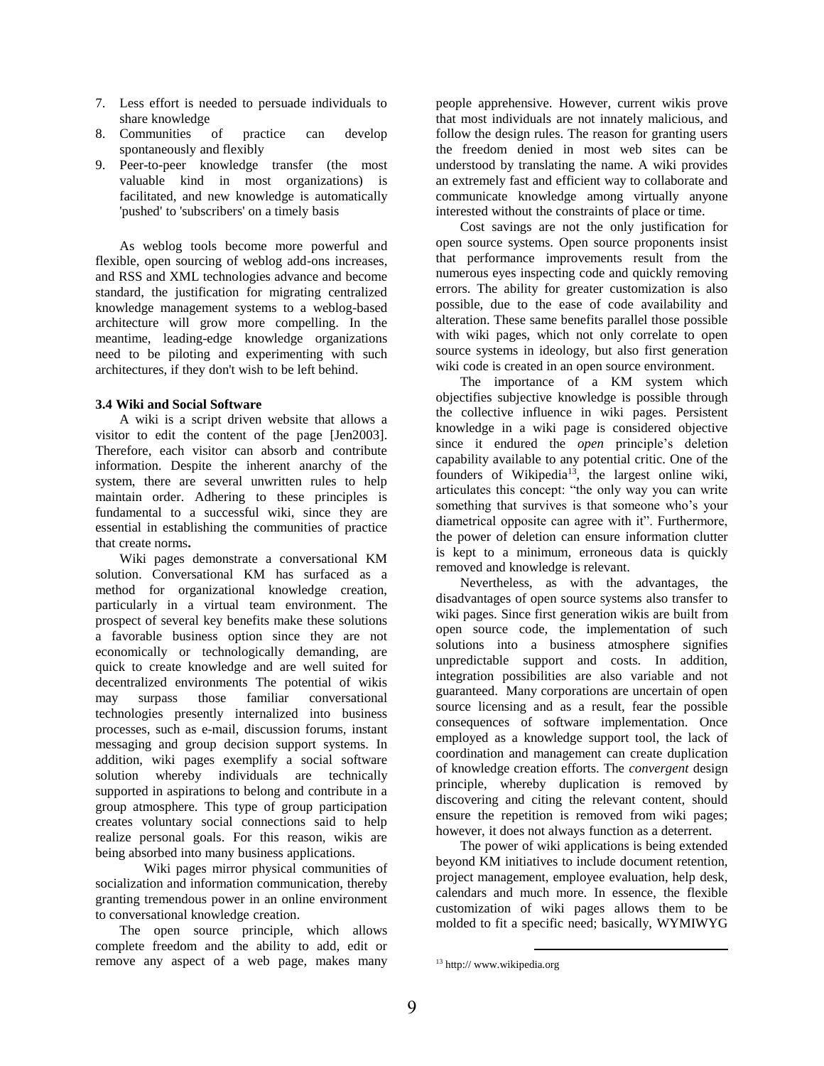7. Less effort is needed to persuade individuals to share knowledge
8. Communities of practice can develop spontaneously and flexibly
9. Peer-to-peer knowledge transfer (the most valuable kind in most organizations) is facilitated, and new knowledge is automatically 'pushed' to 'subscribers' on a timely basis

As weblog tools become more powerful and flexible, open sourcing of weblog add-ons increases, and RSS and XML technologies advance and become standard, the justification for migrating centralized knowledge management systems to a weblog-based architecture will grow more compelling. In the meantime, leading-edge knowledge organizations need to be piloting and experimenting with such architectures, if they don't wish to be left behind.

### 3.4 Wiki and Social Software

A wiki is a script driven website that allows a visitor to edit the content of the page [Jen2003]. Therefore, each visitor can absorb and contribute information. Despite the inherent anarchy of the system, there are several unwritten rules to help maintain order. Adhering to these principles is fundamental to a successful wiki, since they are essential in establishing the communities of practice that create norms**.**

Wiki pages demonstrate a conversational KM solution. Conversational KM has surfaced as a method for organizational knowledge creation, particularly in a virtual team environment. The prospect of several key benefits make these solutions a favorable business option since they are not economically or technologically demanding, are quick to create knowledge and are well suited for decentralized environments The potential of wikis may surpass those familiar conversational technologies presently internalized into business processes, such as e-mail, discussion forums, instant messaging and group decision support systems. In addition, wiki pages exemplify a social software solution whereby individuals are technically supported in aspirations to belong and contribute in a group atmosphere. This type of group participation creates voluntary social connections said to help realize personal goals. For this reason, wikis are being absorbed into many business applications.

Wiki pages mirror physical communities of socialization and information communication, thereby granting tremendous power in an online environment to conversational knowledge creation.

The open source principle, which allows complete freedom and the ability to add, edit or remove any aspect of a web page, makes many people apprehensive. However, current wikis prove that most individuals are not innately malicious, and follow the design rules. The reason for granting users the freedom denied in most web sites can be understood by translating the name. A wiki provides an extremely fast and efficient way to collaborate and communicate knowledge among virtually anyone interested without the constraints of place or time.

Cost savings are not the only justification for open source systems. Open source proponents insist that performance improvements result from the numerous eyes inspecting code and quickly removing errors. The ability for greater customization is also possible, due to the ease of code availability and alteration. These same benefits parallel those possible with wiki pages, which not only correlate to open source systems in ideology, but also first generation wiki code is created in an open source environment.

The importance of a KM system which objectifies subjective knowledge is possible through the collective influence in wiki pages. Persistent knowledge in a wiki page is considered objective since it endured the *open* principle's deletion capability available to any potential critic. One of the founders of Wikipedia[13], the largest online wiki, articulates this concept: "the only way you can write something that survives is that someone who's your diametrical opposite can agree with it". Furthermore, the power of deletion can ensure information clutter is kept to a minimum, erroneous data is quickly removed and knowledge is relevant.

Nevertheless, as with the advantages, the disadvantages of open source systems also transfer to wiki pages. Since first generation wikis are built from open source code, the implementation of such solutions into a business atmosphere signifies unpredictable support and costs. In addition, integration possibilities are also variable and not guaranteed. Many corporations are uncertain of open source licensing and as a result, fear the possible consequences of software implementation. Once employed as a knowledge support tool, the lack of coordination and management can create duplication of knowledge creation efforts. The *convergent* design principle, whereby duplication is removed by discovering and citing the relevant content, should ensure the repetition is removed from wiki pages; however, it does not always function as a deterrent.

The power of wiki applications is being extended beyond KM initiatives to include document retention, project management, employee evaluation, help desk, calendars and much more. In essence, the flexible customization of wiki pages allows them to be molded to fit a specific need; basically, WYMIWYG

[13] http:// www.wikipedia.org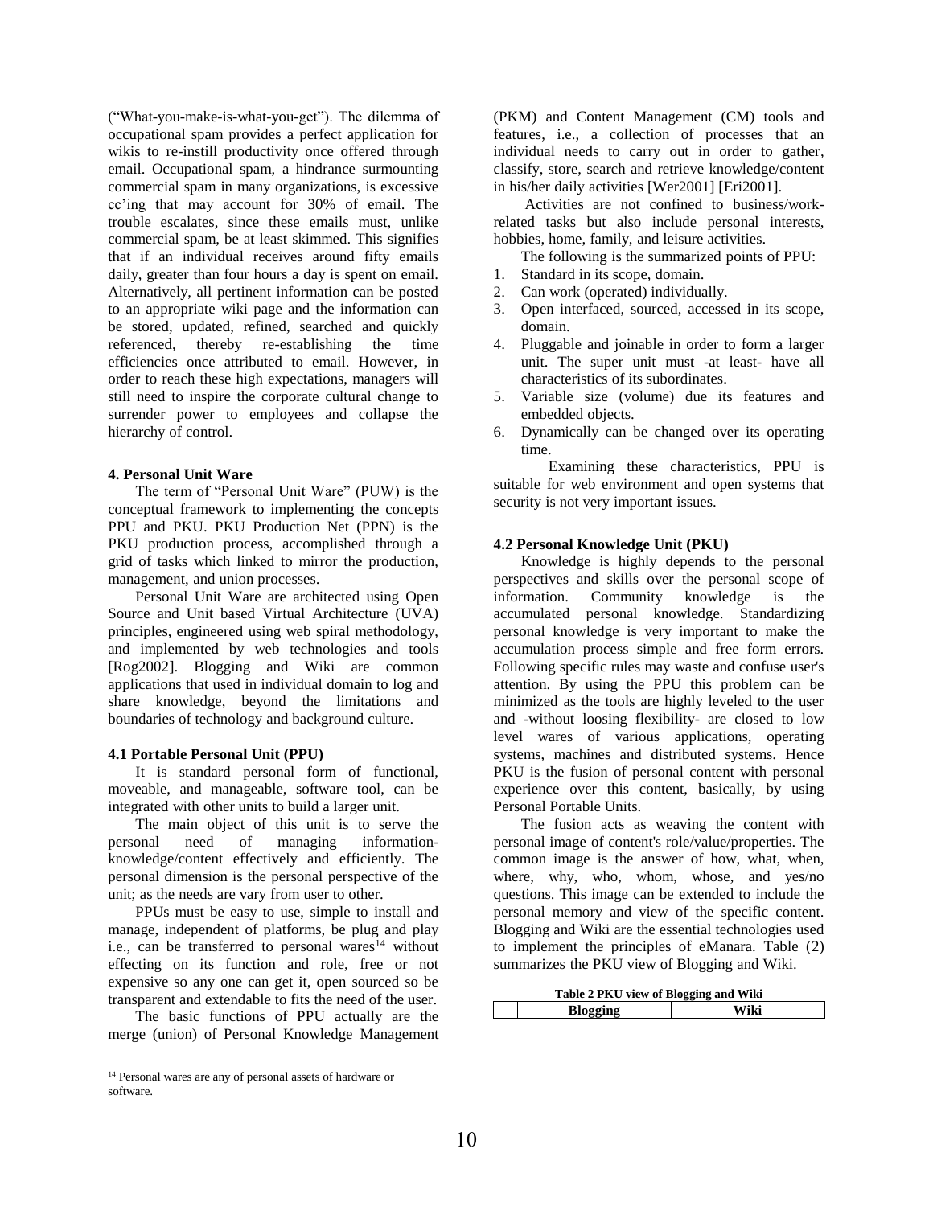("What-you-make-is-what-you-get"). The dilemma of occupational spam provides a perfect application for wikis to re-instill productivity once offered through email. Occupational spam, a hindrance surmounting commercial spam in many organizations, is excessive cc'ing that may account for 30% of email. The trouble escalates, since these emails must, unlike commercial spam, be at least skimmed. This signifies that if an individual receives around fifty emails daily, greater than four hours a day is spent on email. Alternatively, all pertinent information can be posted to an appropriate wiki page and the information can be stored, updated, refined, searched and quickly referenced, thereby re-establishing the time efficiencies once attributed to email. However, in order to reach these high expectations, managers will still need to inspire the corporate cultural change to surrender power to employees and collapse the hierarchy of control.

#### 4. Personal Unit Ware

The term of "Personal Unit Ware" (PUW) is the conceptual framework to implementing the concepts PPU and PKU. PKU Production Net (PPN) is the PKU production process, accomplished through a grid of tasks which linked to mirror the production, management, and union processes.

Personal Unit Ware are architected using Open Source and Unit based Virtual Architecture (UVA) principles, engineered using web spiral methodology, and implemented by web technologies and tools [Rog2002]. Blogging and Wiki are common applications that used in individual domain to log and share knowledge, beyond the limitations and boundaries of technology and background culture.

#### 4.1 Portable Personal Unit (PPU)

It is standard personal form of functional, moveable, and manageable, software tool, can be integrated with other units to build a larger unit.

The main object of this unit is to serve the personal need of managing information-knowledge/content effectively and efficiently. The personal dimension is the personal perspective of the unit; as the needs are vary from user to other.

PPUs must be easy to use, simple to install and manage, independent of platforms, be plug and play i.e., can be transferred to personal wares[14] without effecting on its function and role, free or not expensive so any one can get it, open sourced so be transparent and extendable to fits the need of the user.

The basic functions of PPU actually are the merge (union) of Personal Knowledge Management (PKM) and Content Management (CM) tools and features, i.e., a collection of processes that an individual needs to carry out in order to gather, classify, store, search and retrieve knowledge/content in his/her daily activities [Wer2001] [Eri2001].

Activities are not confined to business/work-related tasks but also include personal interests, hobbies, home, family, and leisure activities.

The following is the summarized points of PPU:

1. Standard in its scope, domain.
2. Can work (operated) individually.
3. Open interfaced, sourced, accessed in its scope, domain.
4. Pluggable and joinable in order to form a larger unit. The super unit must -at least- have all characteristics of its subordinates.
5. Variable size (volume) due its features and embedded objects.
6. Dynamically can be changed over its operating time.

Examining these characteristics, PPU is suitable for web environment and open systems that security is not very important issues.

#### 4.2 Personal Knowledge Unit (PKU)

Knowledge is highly depends to the personal perspectives and skills over the personal scope of information. Community knowledge is the accumulated personal knowledge. Standardizing personal knowledge is very important to make the accumulation process simple and free form errors. Following specific rules may waste and confuse user's attention. By using the PPU this problem can be minimized as the tools are highly leveled to the user and -without loosing flexibility- are closed to low level wares of various applications, operating systems, machines and distributed systems. Hence PKU is the fusion of personal content with personal experience over this content, basically, by using Personal Portable Units.

The fusion acts as weaving the content with personal image of content's role/value/properties. The common image is the answer of how, what, when, where, why, who, whom, whose, and yes/no questions. This image can be extended to include the personal memory and view of the specific content. Blogging and Wiki are the essential technologies used to implement the principles of eManara. Table (2) summarizes the PKU view of Blogging and Wiki.

**Table 2 PKU view of Blogging and Wiki**

| | Blogging | Wiki |
|---|---|---|

[14] Personal wares are any of personal assets of hardware or software.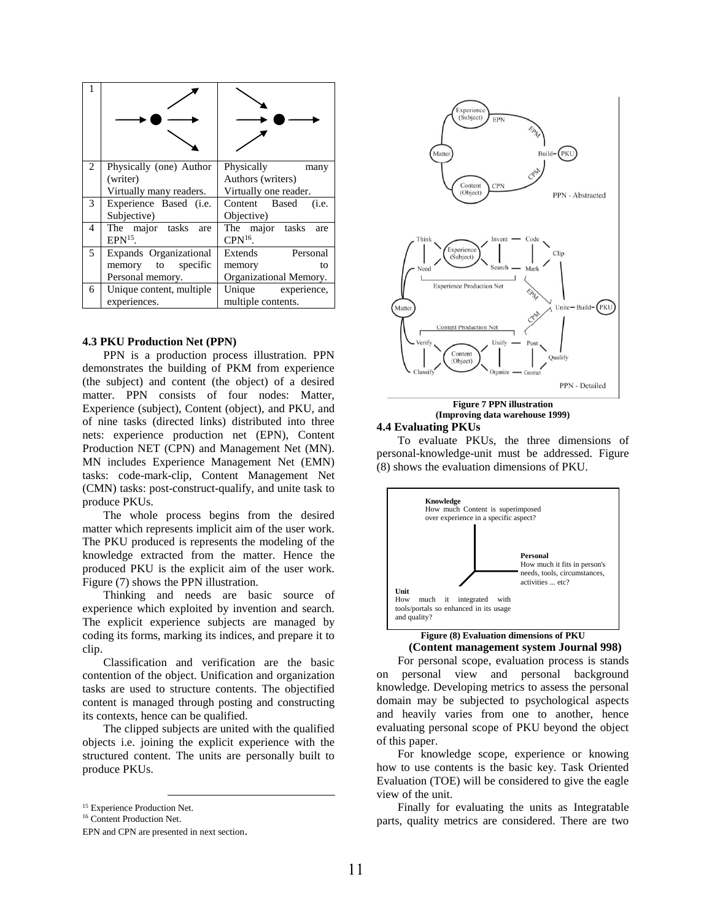| 1 | | |
|---|---|---|
| 2 | Physically (one) Author (writer) Virtually many readers. | Physically many Authors (writers) Virtually one reader. |
| 3 | Experience Based (i.e. Subjective) | Content Based (i.e. Objective) |
| 4 | The major tasks are EPN[15]. | The major tasks are CPN[16]. |
| 5 | Expands Organizational memory to specific Personal memory. | Extends Personal memory to Organizational Memory. |
| 6 | Unique content, multiple experiences. | Unique experience, multiple contents. |

### 4.3 PKU Production Net (PPN)

PPN is a production process illustration. PPN demonstrates the building of PKM from experience (the subject) and content (the object) of a desired matter. PPN consists of four nodes: Matter, Experience (subject), Content (object), and PKU, and of nine tasks (directed links) distributed into three nets: experience production net (EPN), Content Production NET (CPN) and Management Net (MN). MN includes Experience Management Net (EMN) tasks: code-mark-clip, Content Management Net (CMN) tasks: post-construct-qualify, and unite task to produce PKUs.

The whole process begins from the desired matter which represents implicit aim of the user work. The PKU produced is represents the modeling of the knowledge extracted from the matter. Hence the produced PKU is the explicit aim of the user work. Figure (7) shows the PPN illustration.

Thinking and needs are basic source of experience which exploited by invention and search. The explicit experience subjects are managed by coding its forms, marking its indices, and prepare it to clip.

Classification and verification are the basic contention of the object. Unification and organization tasks are used to structure contents. The objectified content is managed through posting and constructing its contexts, hence can be qualified.

The clipped subjects are united with the qualified objects i.e. joining the explicit experience with the structured content. The units are personally built to produce PKUs.

[15] Experience Production Net.

[16] Content Production Net.

EPN and CPN are presented in next section.

**Figure 7 PPN illustration (Improving data warehouse 1999)**

### 4.4 Evaluating PKUs

To evaluate PKUs, the three dimensions of personal-knowledge-unit must be addressed. Figure (8) shows the evaluation dimensions of PKU.

**Knowledge**
How much Content is superimposed over experience in a specific aspect?

**Personal**
How much it fits in person's needs, tools, circumstances, activities ... etc?

**Unit**
How much it integrated with tools/portals so enhanced in its usage and quality?

**Figure (8) Evaluation dimensions of PKU**
**(Content management system Journal 998)**

For personal scope, evaluation process is stands on personal view and personal background knowledge. Developing metrics to assess the personal domain may be subjected to psychological aspects and heavily varies from one to another, hence evaluating personal scope of PKU beyond the object of this paper.

For knowledge scope, experience or knowing how to use contents is the basic key. Task Oriented Evaluation (TOE) will be considered to give the eagle view of the unit.

Finally for evaluating the units as Integratable parts, quality metrics are considered. There are two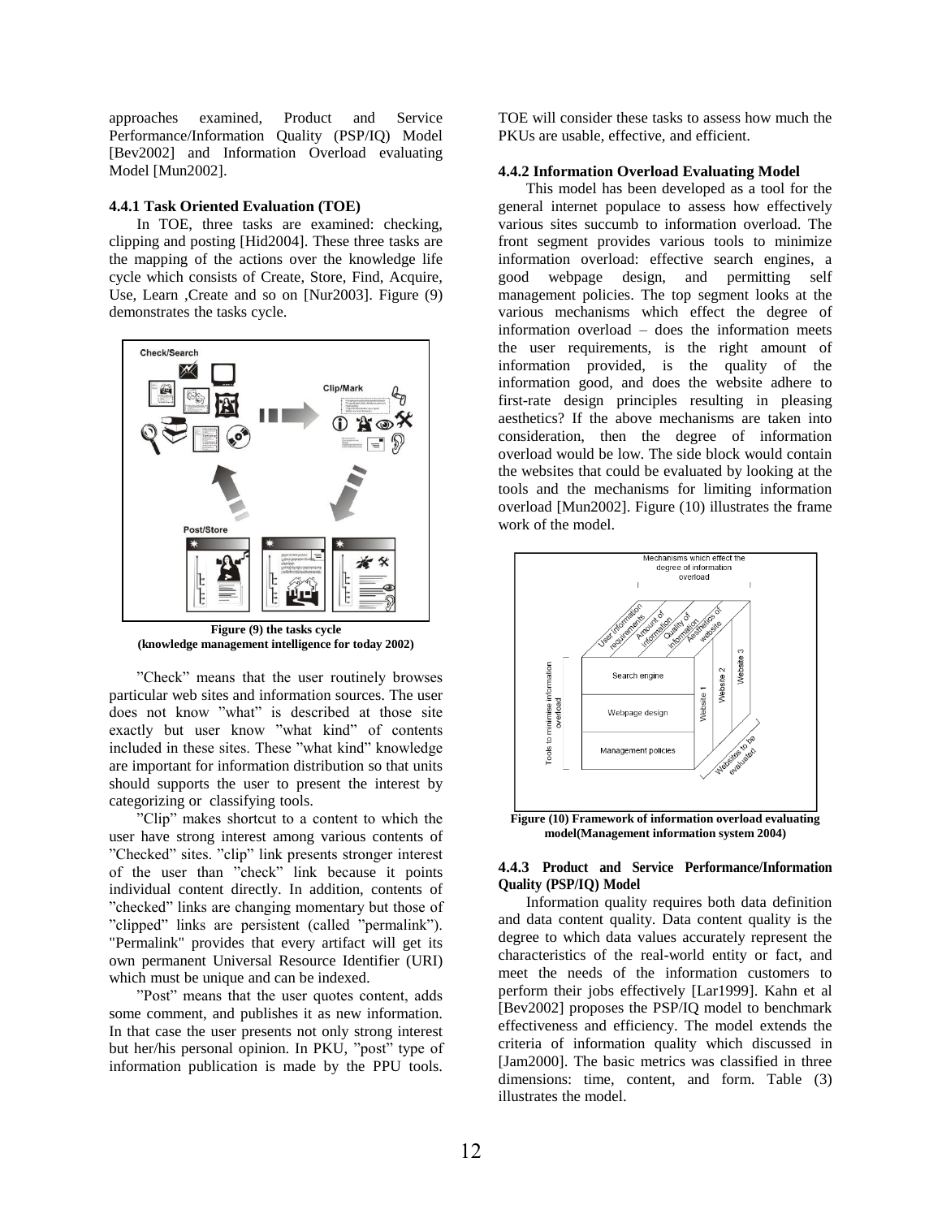approaches examined, Product and Service Performance/Information Quality (PSP/IQ) Model [Bev2002] and Information Overload evaluating Model [Mun2002].

#### 4.4.1 Task Oriented Evaluation (TOE)

In TOE, three tasks are examined: checking, clipping and posting [Hid2004]. These three tasks are the mapping of the actions over the knowledge life cycle which consists of Create, Store, Find, Acquire, Use, Learn ,Create and so on [Nur2003]. Figure (9) demonstrates the tasks cycle.

**Figure (9) the tasks cycle**
**(knowledge management intelligence for today 2002)**

"Check" means that the user routinely browses particular web sites and information sources. The user does not know "what" is described at those site exactly but user know "what kind" of contents included in these sites. These "what kind" knowledge are important for information distribution so that units should supports the user to present the interest by categorizing or classifying tools.

"Clip" makes shortcut to a content to which the user have strong interest among various contents of "Checked" sites. "clip" link presents stronger interest of the user than "check" link because it points individual content directly. In addition, contents of "checked" links are changing momentary but those of "clipped" links are persistent (called "permalink"). "Permalink" provides that every artifact will get its own permanent Universal Resource Identifier (URI) which must be unique and can be indexed.

"Post" means that the user quotes content, adds some comment, and publishes it as new information. In that case the user presents not only strong interest but her/his personal opinion. In PKU, "post" type of information publication is made by the PPU tools. TOE will consider these tasks to assess how much the PKUs are usable, effective, and efficient.

#### 4.4.2 Information Overload Evaluating Model

This model has been developed as a tool for the general internet populace to assess how effectively various sites succumb to information overload. The front segment provides various tools to minimize information overload: effective search engines, a good webpage design, and permitting self management policies. The top segment looks at the various mechanisms which effect the degree of information overload – does the information meets the user requirements, is the right amount of information provided, is the quality of the information good, and does the website adhere to first-rate design principles resulting in pleasing aesthetics? If the above mechanisms are taken into consideration, then the degree of information overload would be low. The side block would contain the websites that could be evaluated by looking at the tools and the mechanisms for limiting information overload [Mun2002]. Figure (10) illustrates the frame work of the model.

**Figure (10) Framework of information overload evaluating model(Management information system 2004)**

#### 4.4.3 Product and Service Performance/Information Quality (PSP/IQ) Model

Information quality requires both data definition and data content quality. Data content quality is the degree to which data values accurately represent the characteristics of the real-world entity or fact, and meet the needs of the information customers to perform their jobs effectively [Lar1999]. Kahn et al [Bev2002] proposes the PSP/IQ model to benchmark effectiveness and efficiency. The model extends the criteria of information quality which discussed in [Jam2000]. The basic metrics was classified in three dimensions: time, content, and form. Table (3) illustrates the model.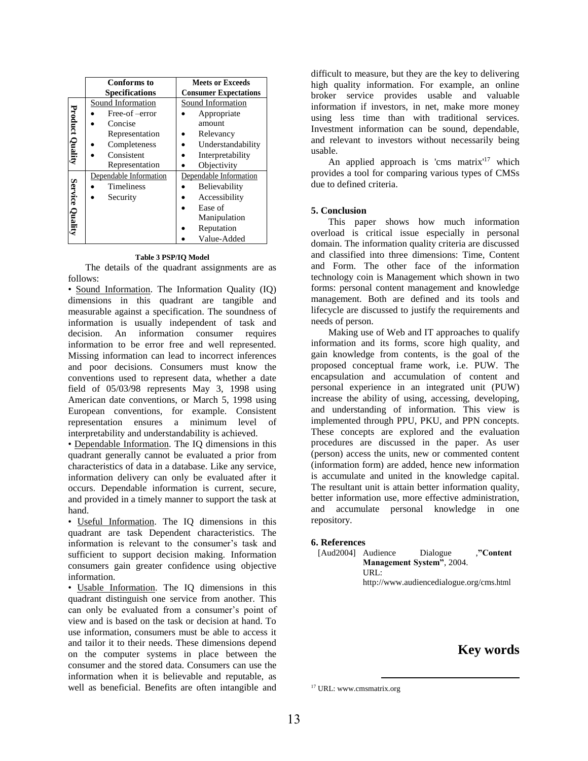| | Conforms to Specifications | Meets or Exceeds Consumer Expectations |
|---|---|---|
| Product Quality | Sound Information<br>• Free-of –error<br>• Concise Representation<br>• Completeness<br>• Consistent Representation | Sound Information<br>• Appropriate amount<br>• Relevancy<br>• Understandability<br>• Interpretability<br>• Objectivity |
| Service Quality | Dependable Information<br>• Timeliness<br>• Security | Dependable Information<br>• Believability<br>• Accessibility<br>• Ease of Manipulation<br>• Reputation<br>• Value-Added |

**Table 3 PSP/IQ Model**

The details of the quadrant assignments are as follows:

• Sound Information. The Information Quality (IQ) dimensions in this quadrant are tangible and measurable against a specification. The soundness of information is usually independent of task and decision. An information consumer requires information to be error free and well represented. Missing information can lead to incorrect inferences and poor decisions. Consumers must know the conventions used to represent data, whether a date field of 05/03/98 represents May 3, 1998 using American date conventions, or March 5, 1998 using European conventions, for example. Consistent representation ensures a minimum level of interpretability and understandability is achieved.

• Dependable Information. The IQ dimensions in this quadrant generally cannot be evaluated a prior from characteristics of data in a database. Like any service, information delivery can only be evaluated after it occurs. Dependable information is current, secure, and provided in a timely manner to support the task at hand.

• Useful Information. The IQ dimensions in this quadrant are task Dependent characteristics. The information is relevant to the consumer's task and sufficient to support decision making. Information consumers gain greater confidence using objective information.

• Usable Information. The IQ dimensions in this quadrant distinguish one service from another. This can only be evaluated from a consumer's point of view and is based on the task or decision at hand. To use information, consumers must be able to access it and tailor it to their needs. These dimensions depend on the computer systems in place between the consumer and the stored data. Consumers can use the information when it is believable and reputable, as well as beneficial. Benefits are often intangible and difficult to measure, but they are the key to delivering high quality information. For example, an online broker service provides usable and valuable information if investors, in net, make more money using less time than with traditional services. Investment information can be sound, dependable, and relevant to investors without necessarily being usable.

An applied approach is 'cms matrix'[17] which provides a tool for comparing various types of CMSs due to defined criteria.

## 5. Conclusion

This paper shows how much information overload is critical issue especially in personal domain. The information quality criteria are discussed and classified into three dimensions: Time, Content and Form. The other face of the information technology coin is Management which shown in two forms: personal content management and knowledge management. Both are defined and its tools and lifecycle are discussed to justify the requirements and needs of person.

Making use of Web and IT approaches to qualify information and its forms, score high quality, and gain knowledge from contents, is the goal of the proposed conceptual frame work, i.e. PUW. The encapsulation and accumulation of content and personal experience in an integrated unit (PUW) increase the ability of using, accessing, developing, and understanding of information. This view is implemented through PPU, PKU, and PPN concepts. These concepts are explored and the evaluation procedures are discussed in the paper. As user (person) access the units, new or commented content (information form) are added, hence new information is accumulate and united in the knowledge capital. The resultant unit is attain better information quality, better information use, more effective administration, and accumulate personal knowledge in one repository.

## 6. References

[Aud2004] Audience Dialogue ,**"Content Management System"**, 2004. URL: http://www.audiencedialogue.org/cms.html

# Key words

[17] URL: www.cmsmatrix.org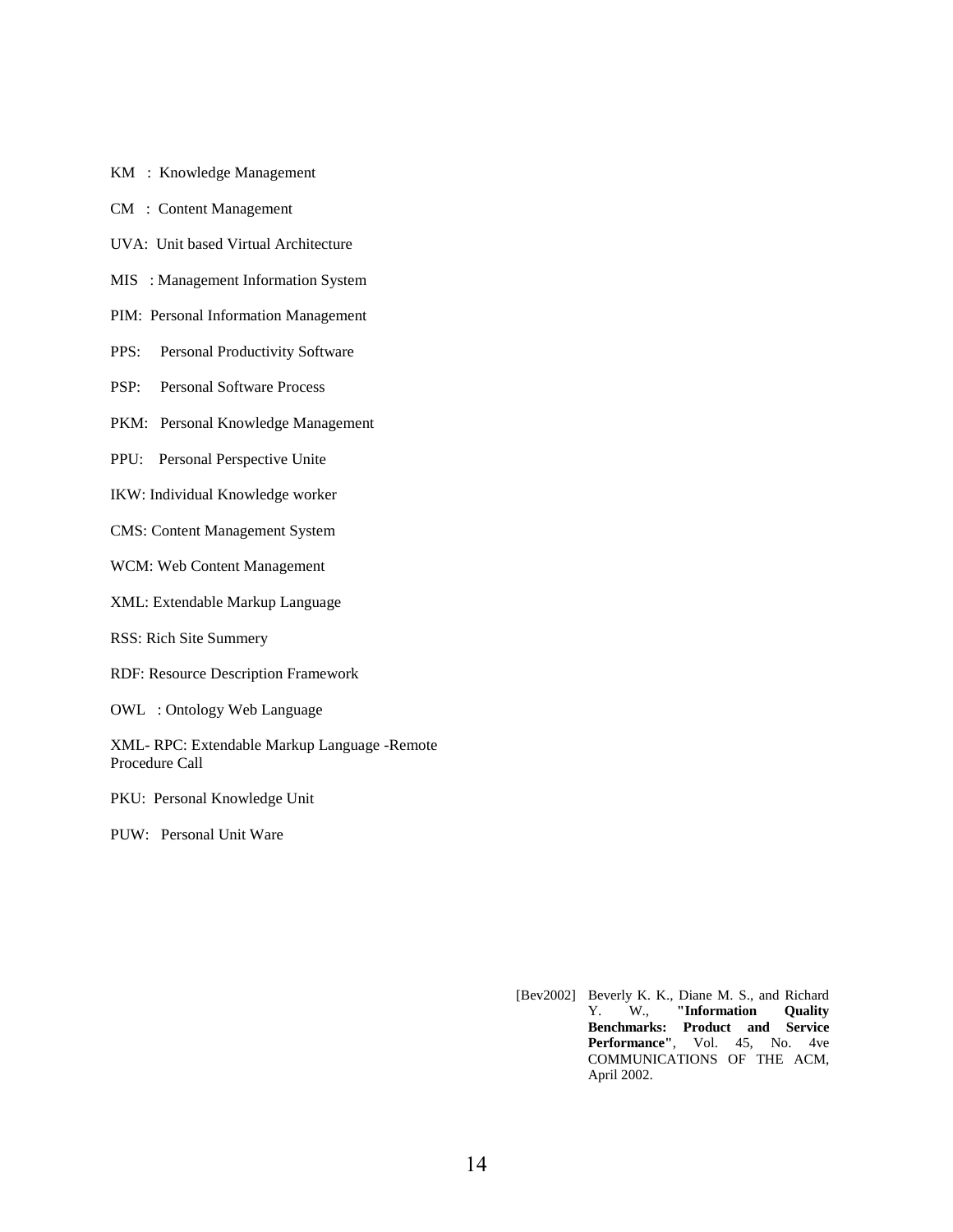KM : Knowledge Management

CM : Content Management

UVA: Unit based Virtual Architecture

MIS : Management Information System

PIM: Personal Information Management

PPS: Personal Productivity Software

PSP: Personal Software Process

PKM: Personal Knowledge Management

PPU: Personal Perspective Unite

IKW: Individual Knowledge worker

CMS: Content Management System

WCM: Web Content Management

XML: Extendable Markup Language

RSS: Rich Site Summery

RDF: Resource Description Framework

OWL : Ontology Web Language

XML- RPC: Extendable Markup Language -Remote Procedure Call

PKU: Personal Knowledge Unit

PUW: Personal Unit Ware

[Bev2002] Beverly K. K., Diane M. S., and Richard Y. W., **"Information Quality Benchmarks: Product and Service Performance"**, Vol. 45, No. 4ve COMMUNICATIONS OF THE ACM, April 2002.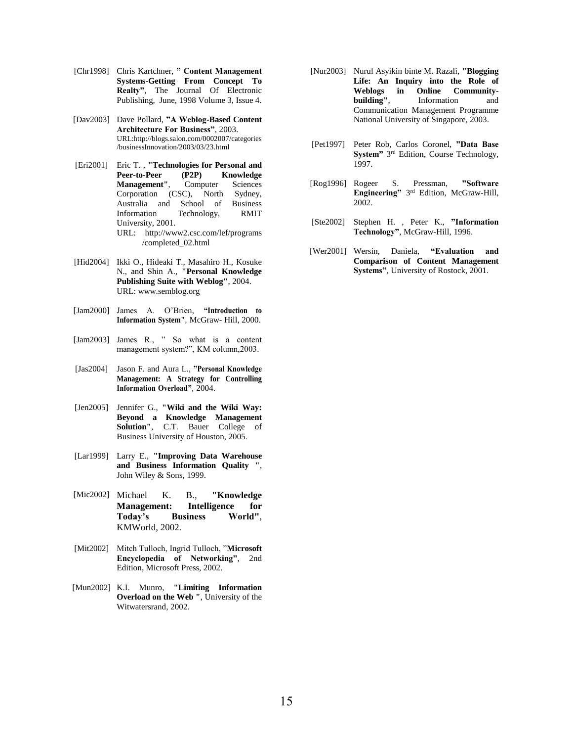[Chr1998] Chris Kartchner, **" Content Management Systems-Getting From Concept To Realty"**, The Journal Of Electronic Publishing, June, 1998 Volume 3, Issue 4.

[Dav2003] Dave Pollard, **"A Weblog-Based Content Architecture For Business"**, 2003. URL:http://blogs.salon.com/0002007/categories/businessInnovation/2003/03/23.html

[Eri2001] Eric T. , **"Technologies for Personal and Peer-to-Peer (P2P) Knowledge Management"**, Computer Sciences Corporation (CSC), North Sydney, Australia and School of Business Information Technology, RMIT University, 2001.
URL: http://www2.csc.com/lef/programs/completed_02.html

[Hid2004] Ikki O., Hideaki T., Masahiro H., Kosuke N., and Shin A., **"Personal Knowledge Publishing Suite with Weblog"**, 2004. URL: www.semblog.org

[Jam2000] James A. O'Brien, **"Introduction to Information System"**, McGraw- Hill, 2000.

[Jam2003] James R., " So what is a content management system?", KM column,2003.

[Jas2004] Jason F. and Aura L., **"Personal Knowledge Management: A Strategy for Controlling Information Overload"**, 2004.

[Jen2005] Jennifer G., **"Wiki and the Wiki Way: Beyond a Knowledge Management Solution"**, C.T. Bauer College of Business University of Houston, 2005.

[Lar1999] Larry E., **"Improving Data Warehouse and Business Information Quality "**, John Wiley & Sons, 1999.

[Mic2002] Michael K. B., **"Knowledge Management: Intelligence for Today's Business World"**, KMWorld, 2002.

[Mit2002] Mitch Tulloch, Ingrid Tulloch, "**Microsoft Encyclopedia of Networking"**, 2nd Edition, Microsoft Press, 2002.

[Mun2002] K.I. Munro, **"Limiting Information Overload on the Web "**, University of the Witwatersrand, 2002.

[Nur2003] Nurul Asyikin binte M. Razali, **"Blogging Life: An Inquiry into the Role of Weblogs in Online Community-building"**, Information and Communication Management Programme National University of Singapore, 2003.

[Pet1997] Peter Rob, Carlos Coronel, **"Data Base System"** 3rd Edition, Course Technology, 1997.

[Rog1996] Rogeer S. Pressman, **"Software Engineering"** 3rd Edition, McGraw-Hill, 2002.

[Ste2002] Stephen H. , Peter K., **"Information Technology"**, McGraw-Hill, 1996.

[Wer2001] Wersin, Daniela, **"Evaluation and Comparison of Content Management Systems"**, University of Rostock, 2001.